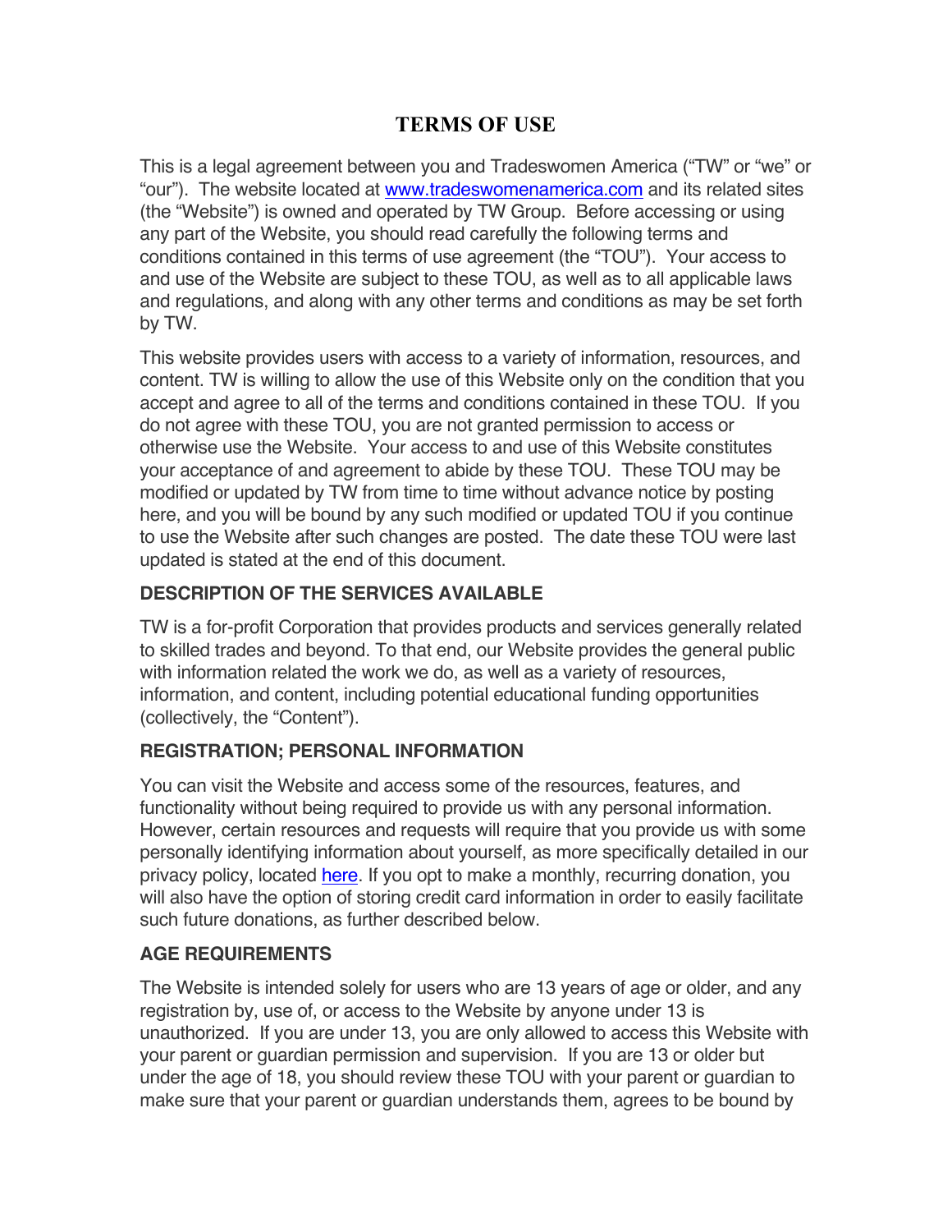# TERMS OF USE

This is a legal agreement between you and Tradeswomen America ("TW" or "we" or "our"). The website located at [www.tradeswomenamerica.com](http://www.tradeswomenamerica.com) and its related sites (the "Website") is owned and operated by TW Group. Before accessing or using any part of the Website, you should read carefully the following terms and conditions contained in this terms of use agreement (the "TOU"). Your access to and use of the Website are subject to these TOU, as well as to all applicable laws and regulations, and along with any other terms and conditions as may be set forth by TW.

This website provides users with access to a variety of information, resources, and content. TW is willing to allow the use of this Website only on the condition that you accept and agree to all of the terms and conditions contained in these TOU. If you do not agree with these TOU, you are not granted permission to access or otherwise use the Website. Your access to and use of this Website constitutes your acceptance of and agreement to abide by these TOU. These TOU may be modified or updated by TW from time to time without advance notice by posting here, and you will be bound by any such modified or updated TOU if you continue to use the Website after such changes are posted. The date these TOU were last updated is stated at the end of this document.

## DESCRIPTION OF THE SERVICES AVAILABLE

TW is a for-profit Corporation that provides products and services generally related to skilled trades and beyond. To that end, our Website provides the general public with information related the work we do, as well as a variety of resources, information, and content, including potential educational funding opportunities (collectively, the "Content").

## REGISTRATION; PERSONAL INFORMATION

You can visit the Website and access some of the resources, features, and functionality without being required to provide us with any personal information. However, certain resources and requests will require that you provide us with some personally identifying information about yourself, as more specifically detailed in our privacy policy, located here. If you opt to make a monthly, recurring donation, you will also have the option of storing credit card information in order to easily facilitate such future donations, as further described below.

## AGE REQUIREMENTS

The Website is intended solely for users who are 13 years of age or older, and any registration by, use of, or access to the Website by anyone under 13 is unauthorized. If you are under 13, you are only allowed to access this Website with your parent or guardian permission and supervision. If you are 13 or older but under the age of 18, you should review these TOU with your parent or guardian to make sure that your parent or guardian understands them, agrees to be bound by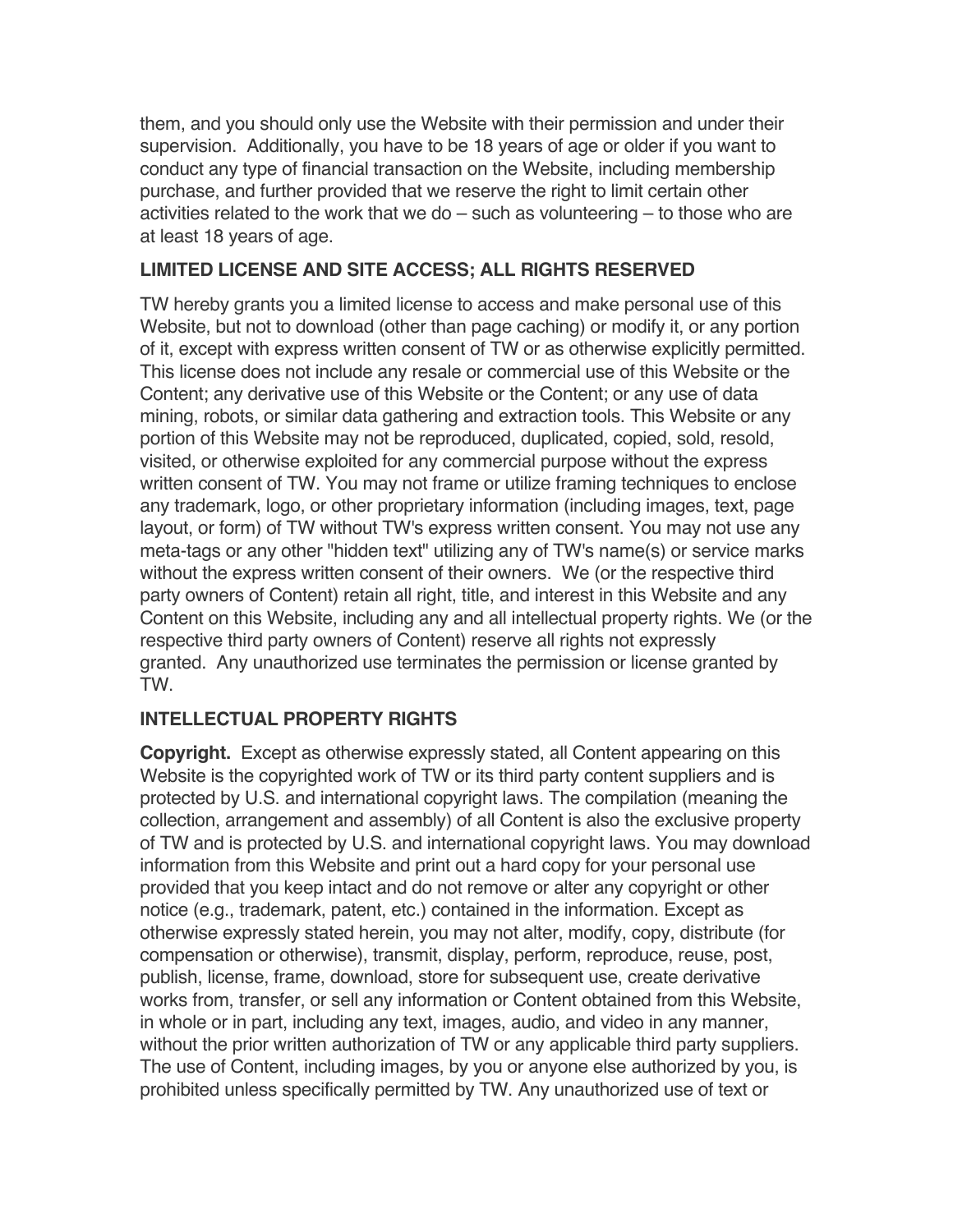them, and you should only use the Website with their permission and under their supervision. Additionally, you have to be 18 years of age or older if you want to conduct any type of financial transaction on the Website, including membership purchase, and further provided that we reserve the right to limit certain other activities related to the work that we do – such as volunteering – to those who are at least 18 years of age.

## LIMITED LICENSE AND SITE ACCESS; ALL RIGHTS RESERVED

TW hereby grants you a limited license to access and make personal use of this Website, but not to download (other than page caching) or modify it, or any portion of it, except with express written consent of TW or as otherwise explicitly permitted. This license does not include any resale or commercial use of this Website or the Content; any derivative use of this Website or the Content; or any use of data mining, robots, or similar data gathering and extraction tools. This Website or any portion of this Website may not be reproduced, duplicated, copied, sold, resold, visited, or otherwise exploited for any commercial purpose without the express written consent of TW. You may not frame or utilize framing techniques to enclose any trademark, logo, or other proprietary information (including images, text, page layout, or form) of TW without TW's express written consent. You may not use any meta-tags or any other "hidden text" utilizing any of TW's name(s) or service marks without the express written consent of their owners. We (or the respective third party owners of Content) retain all right, title, and interest in this Website and any Content on this Website, including any and all intellectual property rights. We (or the respective third party owners of Content) reserve all rights not expressly granted. Any unauthorized use terminates the permission or license granted by TW.

## INTELLECTUAL PROPERTY RIGHTS

**Copyright.** Except as otherwise expressly stated, all Content appearing on this Website is the copyrighted work of TW or its third party content suppliers and is protected by U.S. and international copyright laws. The compilation (meaning the collection, arrangement and assembly) of all Content is also the exclusive property of TW and is protected by U.S. and international copyright laws. You may download information from this Website and print out a hard copy for your personal use provided that you keep intact and do not remove or alter any copyright or other notice (e.g., trademark, patent, etc.) contained in the information. Except as otherwise expressly stated herein, you may not alter, modify, copy, distribute (for compensation or otherwise), transmit, display, perform, reproduce, reuse, post, publish, license, frame, download, store for subsequent use, create derivative works from, transfer, or sell any information or Content obtained from this Website, in whole or in part, including any text, images, audio, and video in any manner, without the prior written authorization of TW or any applicable third party suppliers. The use of Content, including images, by you or anyone else authorized by you, is prohibited unless specifically permitted by TW. Any unauthorized use of text or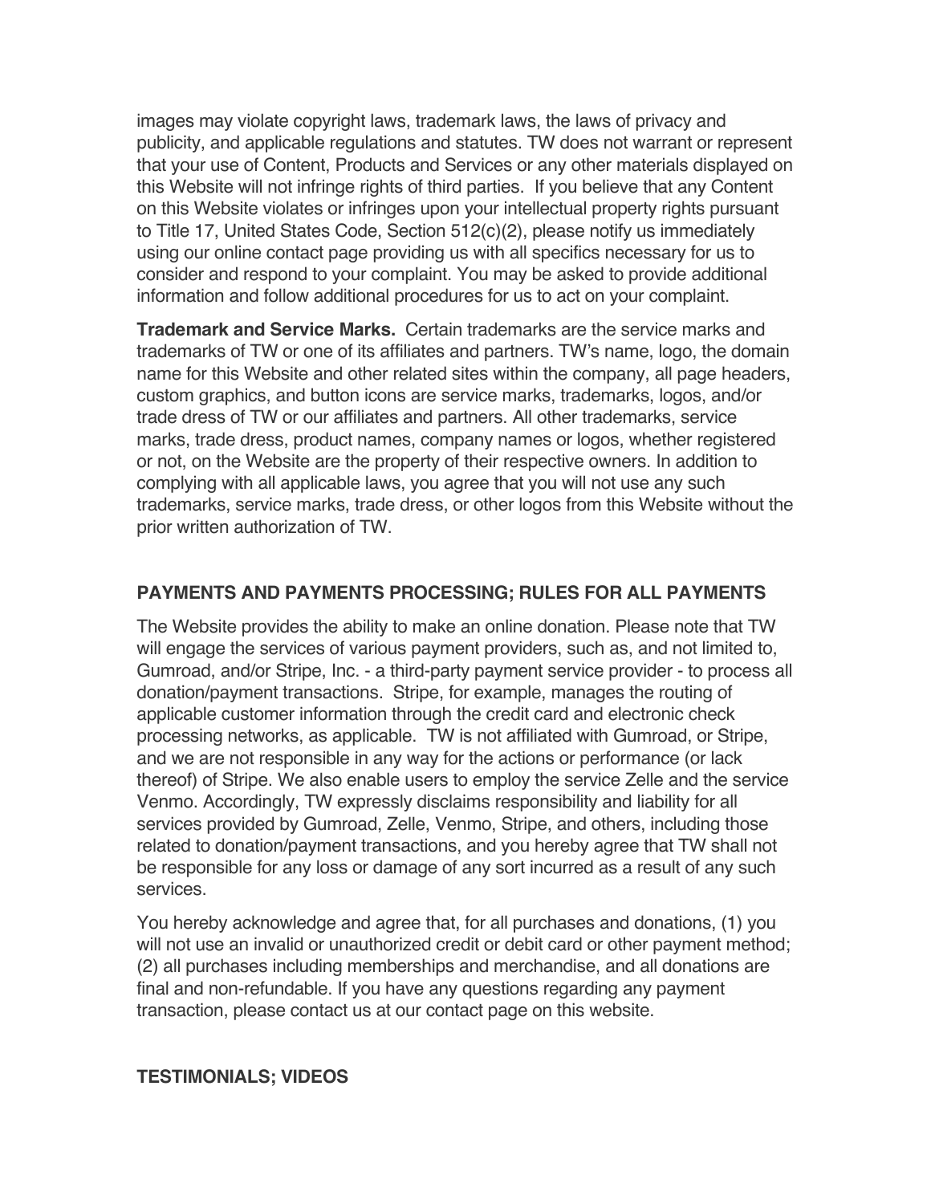images may violate copyright laws, trademark laws, the laws of privacy and publicity, and applicable regulations and statutes. TW does not warrant or represent that your use of Content, Products and Services or any other materials displayed on this Website will not infringe rights of third parties. If you believe that any Content on this Website violates or infringes upon your intellectual property rights pursuant to Title 17, United States Code, Section 512(c)(2), please notify us immediately using our online contact page providing us with all specifics necessary for us to consider and respond to your complaint. You may be asked to provide additional information and follow additional procedures for us to act on your complaint.

**Trademark and Service Marks.** Certain trademarks are the service marks and trademarks of TW or one of its affiliates and partners. TW's name, logo, the domain name for this Website and other related sites within the company, all page headers, custom graphics, and button icons are service marks, trademarks, logos, and/or trade dress of TW or our affiliates and partners. All other trademarks, service marks, trade dress, product names, company names or logos, whether registered or not, on the Website are the property of their respective owners. In addition to complying with all applicable laws, you agree that you will not use any such trademarks, service marks, trade dress, or other logos from this Website without the prior written authorization of TW.

## PAYMENTS AND PAYMENTS PROCESSING; RULES FOR ALL PAYMENTS

The Website provides the ability to make an online donation. Please note that TW will engage the services of various payment providers, such as, and not limited to, Gumroad, and/or Stripe, Inc. - a third-party payment service provider - to process all donation/payment transactions. Stripe, for example, manages the routing of applicable customer information through the credit card and electronic check processing networks, as applicable. TW is not affiliated with Gumroad, or Stripe, and we are not responsible in any way for the actions or performance (or lack thereof) of Stripe. We also enable users to employ the service Zelle and the service Venmo. Accordingly, TW expressly disclaims responsibility and liability for all services provided by Gumroad, Zelle, Venmo, Stripe, and others, including those related to donation/payment transactions, and you hereby agree that TW shall not be responsible for any loss or damage of any sort incurred as a result of any such services.

You hereby acknowledge and agree that, for all purchases and donations, (1) you will not use an invalid or unauthorized credit or debit card or other payment method; (2) all purchases including memberships and merchandise, and all donations are final and non-refundable. If you have any questions regarding any payment transaction, please contact us at our contact page on this website.

## TESTIMONIALS; VIDEOS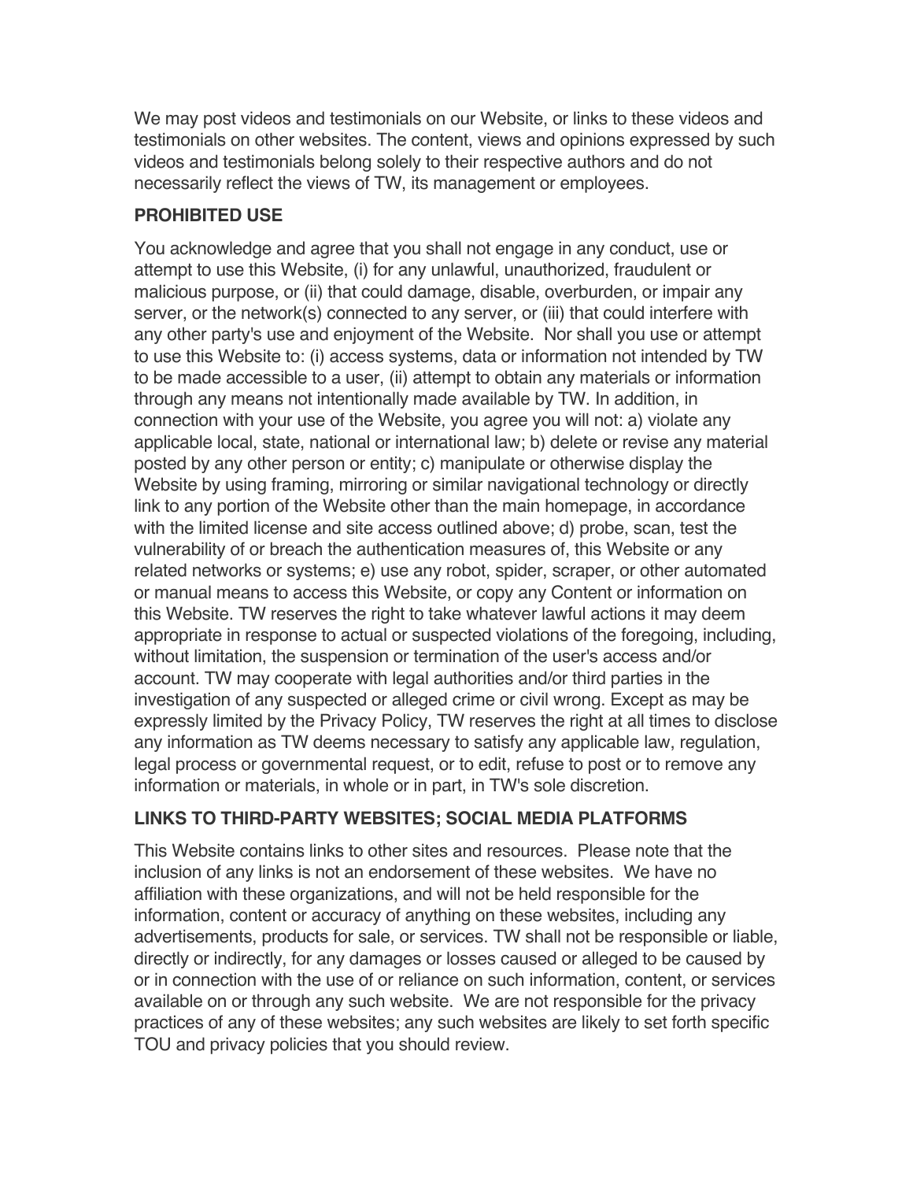We may post videos and testimonials on our Website, or links to these videos and testimonials on other websites. The content, views and opinions expressed by such videos and testimonials belong solely to their respective authors and do not necessarily reflect the views of TW, its management or employees.

**PROHIBITED USE**

You acknowledge and agree that you shall not engage in any conduct, use or attempt to use this Website, (i) for any unlawful, unauthorized, fraudulent or malicious purpose, or (ii) that could damage, disable, overburden, or impair any server, or the network(s) connected to any server, or (iii) that could interfere with any other party's use and enjoyment of the Website. Nor shall you use or attempt to use this Website to: (i) access systems, data or information not intended by TW to be made accessible to a user, (ii) attempt to obtain any materials or information through any means not intentionally made available by TW. In addition, in connection with your use of the Website, you agree you will not: a) violate any applicable local, state, national or international law; b) delete or revise any material posted by any other person or entity; c) manipulate or otherwise display the Website by using framing, mirroring or similar navigational technology or directly link to any portion of the Website other than the main homepage, in accordance with the limited license and site access outlined above; d) probe, scan, test the vulnerability of or breach the authentication measures of, this Website or any related networks or systems; e) use any robot, spider, scraper, or other automated or manual means to access this Website, or copy any Content or information on this Website. TW reserves the right to take whatever lawful actions it may deem appropriate in response to actual or suspected violations of the foregoing, including, without limitation, the suspension or termination of the user's access and/or account. TW may cooperate with legal authorities and/or third parties in the investigation of any suspected or alleged crime or civil wrong. Except as may be expressly limited by the Privacy Policy, TW reserves the right at all times to disclose any information as TW deems necessary to satisfy any applicable law, regulation, legal process or governmental request, or to edit, refuse to post or to remove any information or materials, in whole or in part, in TW's sole discretion.

**LINKS TO THIRD-PARTY WEBSITES; SOCIAL MEDIA PLATFORMS**

This Website contains links to other sites and resources. Please note that the inclusion of any links is not an endorsement of these websites. We have no affiliation with these organizations, and will not be held responsible for the information, content or accuracy of anything on these websites, including any advertisements, products for sale, or services. TW shall not be responsible or liable, directly or indirectly, for any damages or losses caused or alleged to be caused by or in connection with the use of or reliance on such information, content, or services available on or through any such website. We are not responsible for the privacy practices of any of these websites; any such websites are likely to set forth specific TOU and privacy policies that you should review.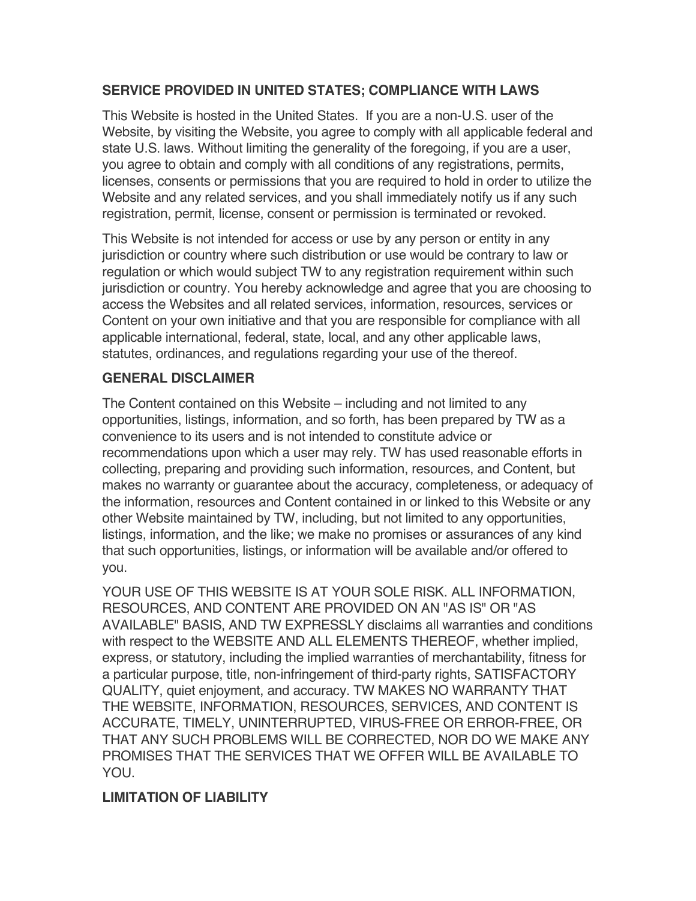## SERVICE PROVIDED IN UNITED STATES; COMPLIANCE WITH LAWS

This Website is hosted in the United States. If you are a non-U.S. user of the Website, by visiting the Website, you agree to comply with all applicable federal and state U.S. laws. Without limiting the generality of the foregoing, if you are a user, you agree to obtain and comply with all conditions of any registrations, permits, licenses, consents or permissions that you are required to hold in order to utilize the Website and any related services, and you shall immediately notify us if any such registration, permit, license, consent or permission is terminated or revoked.

This Website is not intended for access or use by any person or entity in any jurisdiction or country where such distribution or use would be contrary to law or regulation or which would subject TW to any registration requirement within such jurisdiction or country. You hereby acknowledge and agree that you are choosing to access the Websites and all related services, information, resources, services or Content on your own initiative and that you are responsible for compliance with all applicable international, federal, state, local, and any other applicable laws, statutes, ordinances, and regulations regarding your use of the thereof.

## GENERAL DISCLAIMER

The Content contained on this Website – including and not limited to any opportunities, listings, information, and so forth, has been prepared by TW as a convenience to its users and is not intended to constitute advice or recommendations upon which a user may rely. TW has used reasonable efforts in collecting, preparing and providing such information, resources, and Content, but makes no warranty or guarantee about the accuracy, completeness, or adequacy of the information, resources and Content contained in or linked to this Website or any other Website maintained by TW, including, but not limited to any opportunities, listings, information, and the like; we make no promises or assurances of any kind that such opportunities, listings, or information will be available and/or offered to you.

YOUR USE OF THIS WEBSITE IS AT YOUR SOLE RISK. ALL INFORMATION, RESOURCES, AND CONTENT ARE PROVIDED ON AN "AS IS" OR "AS AVAILABLE" BASIS, AND TW EXPRESSLY disclaims all warranties and conditions with respect to the WEBSITE AND ALL ELEMENTS THEREOF, whether implied, express, or statutory, including the implied warranties of merchantability, fitness for a particular purpose, title, non-infringement of third-party rights, SATISFACTORY QUALITY, quiet enjoyment, and accuracy. TW MAKES NO WARRANTY THAT THE WEBSITE, INFORMATION, RESOURCES, SERVICES, AND CONTENT IS ACCURATE, TIMELY, UNINTERRUPTED, VIRUS-FREE OR ERROR-FREE, OR THAT ANY SUCH PROBLEMS WILL BE CORRECTED, NOR DO WE MAKE ANY PROMISES THAT THE SERVICES THAT WE OFFER WILL BE AVAILABLE TO YOU.

## LIMITATION OF LIABILITY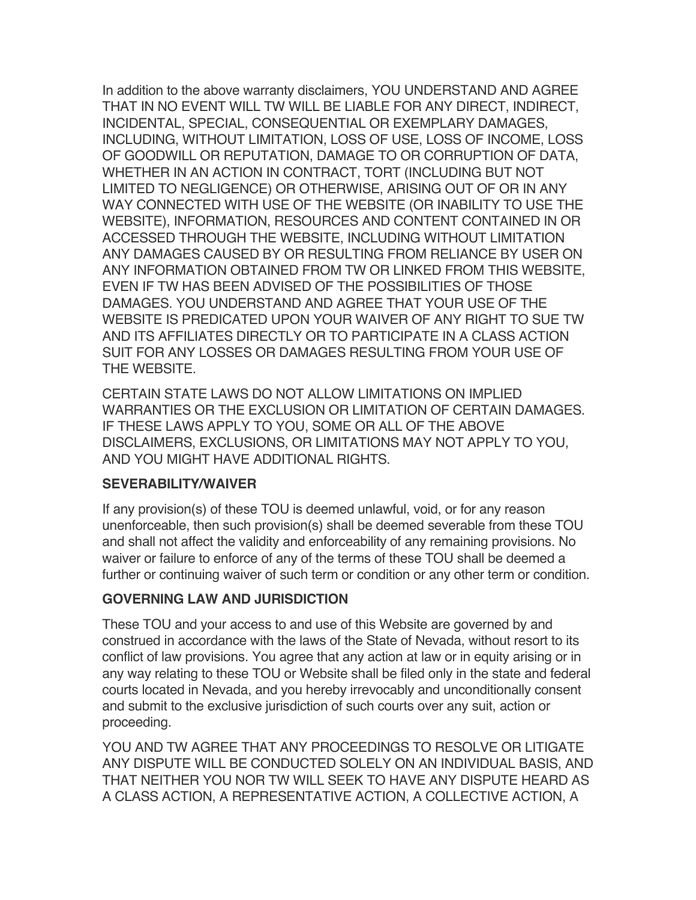In addition to the above warranty disclaimers, YOU UNDERSTAND AND AGREE THAT IN NO EVENT WILL TW WILL BE LIABLE FOR ANY DIRECT, INDIRECT, INCIDENTAL, SPECIAL, CONSEQUENTIAL OR EXEMPLARY DAMAGES, INCLUDING, WITHOUT LIMITATION, LOSS OF USE, LOSS OF INCOME, LOSS OF GOODWILL OR REPUTATION, DAMAGE TO OR CORRUPTION OF DATA, WHETHER IN AN ACTION IN CONTRACT, TORT (INCLUDING BUT NOT LIMITED TO NEGLIGENCE) OR OTHERWISE, ARISING OUT OF OR IN ANY WAY CONNECTED WITH USE OF THE WEBSITE (OR INABILITY TO USE THE WEBSITE), INFORMATION, RESOURCES AND CONTENT CONTAINED IN OR ACCESSED THROUGH THE WEBSITE, INCLUDING WITHOUT LIMITATION ANY DAMAGES CAUSED BY OR RESULTING FROM RELIANCE BY USER ON ANY INFORMATION OBTAINED FROM TW OR LINKED FROM THIS WEBSITE, EVEN IF TW HAS BEEN ADVISED OF THE POSSIBILITIES OF THOSE DAMAGES. YOU UNDERSTAND AND AGREE THAT YOUR USE OF THE WEBSITE IS PREDICATED UPON YOUR WAIVER OF ANY RIGHT TO SUE TW AND ITS AFFILIATES DIRECTLY OR TO PARTICIPATE IN A CLASS ACTION SUIT FOR ANY LOSSES OR DAMAGES RESULTING FROM YOUR USE OF THE WEBSITE.

CERTAIN STATE LAWS DO NOT ALLOW LIMITATIONS ON IMPLIED WARRANTIES OR THE EXCLUSION OR LIMITATION OF CERTAIN DAMAGES. IF THESE LAWS APPLY TO YOU, SOME OR ALL OF THE ABOVE DISCLAIMERS, EXCLUSIONS, OR LIMITATIONS MAY NOT APPLY TO YOU, AND YOU MIGHT HAVE ADDITIONAL RIGHTS.

### SEVERABILITY/WAIVER

If any provision(s) of these TOU is deemed unlawful, void, or for any reason unenforceable, then such provision(s) shall be deemed severable from these TOU and shall not affect the validity and enforceability of any remaining provisions. No waiver or failure to enforce of any of the terms of these TOU shall be deemed a further or continuing waiver of such term or condition or any other term or condition.

### GOVERNING LAW AND JURISDICTION

These TOU and your access to and use of this Website are governed by and construed in accordance with the laws of the State of Nevada, without resort to its conflict of law provisions. You agree that any action at law or in equity arising or in any way relating to these TOU or Website shall be filed only in the state and federal courts located in Nevada, and you hereby irrevocably and unconditionally consent and submit to the exclusive jurisdiction of such courts over any suit, action or proceeding.

YOU AND TW AGREE THAT ANY PROCEEDINGS TO RESOLVE OR LITIGATE ANY DISPUTE WILL BE CONDUCTED SOLELY ON AN INDIVIDUAL BASIS, AND THAT NEITHER YOU NOR TW WILL SEEK TO HAVE ANY DISPUTE HEARD AS A CLASS ACTION, A REPRESENTATIVE ACTION, A COLLECTIVE ACTION, A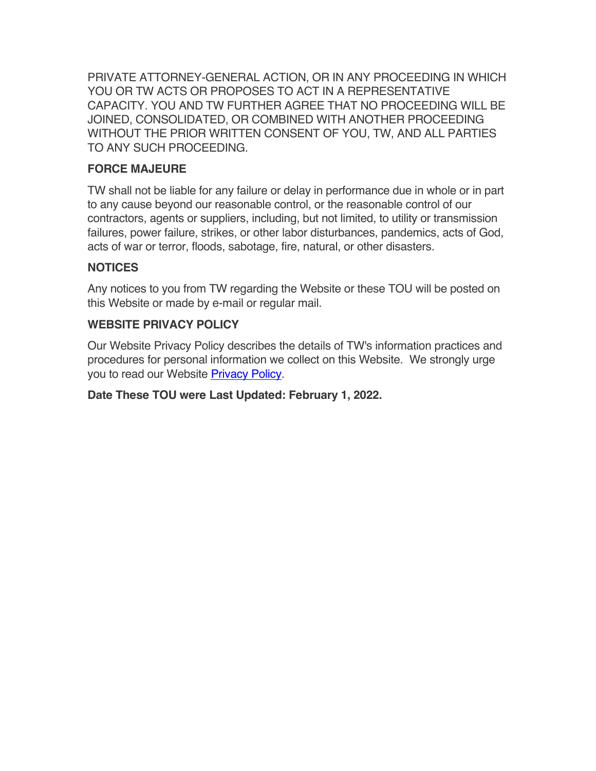PRIVATE ATTORNEY-GENERAL ACTION, OR IN ANY PROCEEDING IN WHICH YOU OR TW ACTS OR PROPOSES TO ACT IN A REPRESENTATIVE CAPACITY. YOU AND TW FURTHER AGREE THAT NO PROCEEDING WILL BE JOINED, CONSOLIDATED, OR COMBINED WITH ANOTHER PROCEEDING WITHOUT THE PRIOR WRITTEN CONSENT OF YOU, TW, AND ALL PARTIES TO ANY SUCH PROCEEDING.

**FORCE MAJEURE**

TW shall not be liable for any failure or delay in performance due in whole or in part to any cause beyond our reasonable control, or the reasonable control of our contractors, agents or suppliers, including, but not limited, to utility or transmission failures, power failure, strikes, or other labor disturbances, pandemics, acts of God, acts of war or terror, floods, sabotage, fire, natural, or other disasters.

**NOTICES**

Any notices to you from TW regarding the Website or these TOU will be posted on this Website or made by e-mail or regular mail.

**WEBSITE PRIVACY POLICY**

Our Website Privacy Policy describes the details of TW's information practices and procedures for personal information we collect on this Website. We strongly urge you to read our Website Privacy Policy.

**Date These TOU were Last Updated: February 1, 2022.**